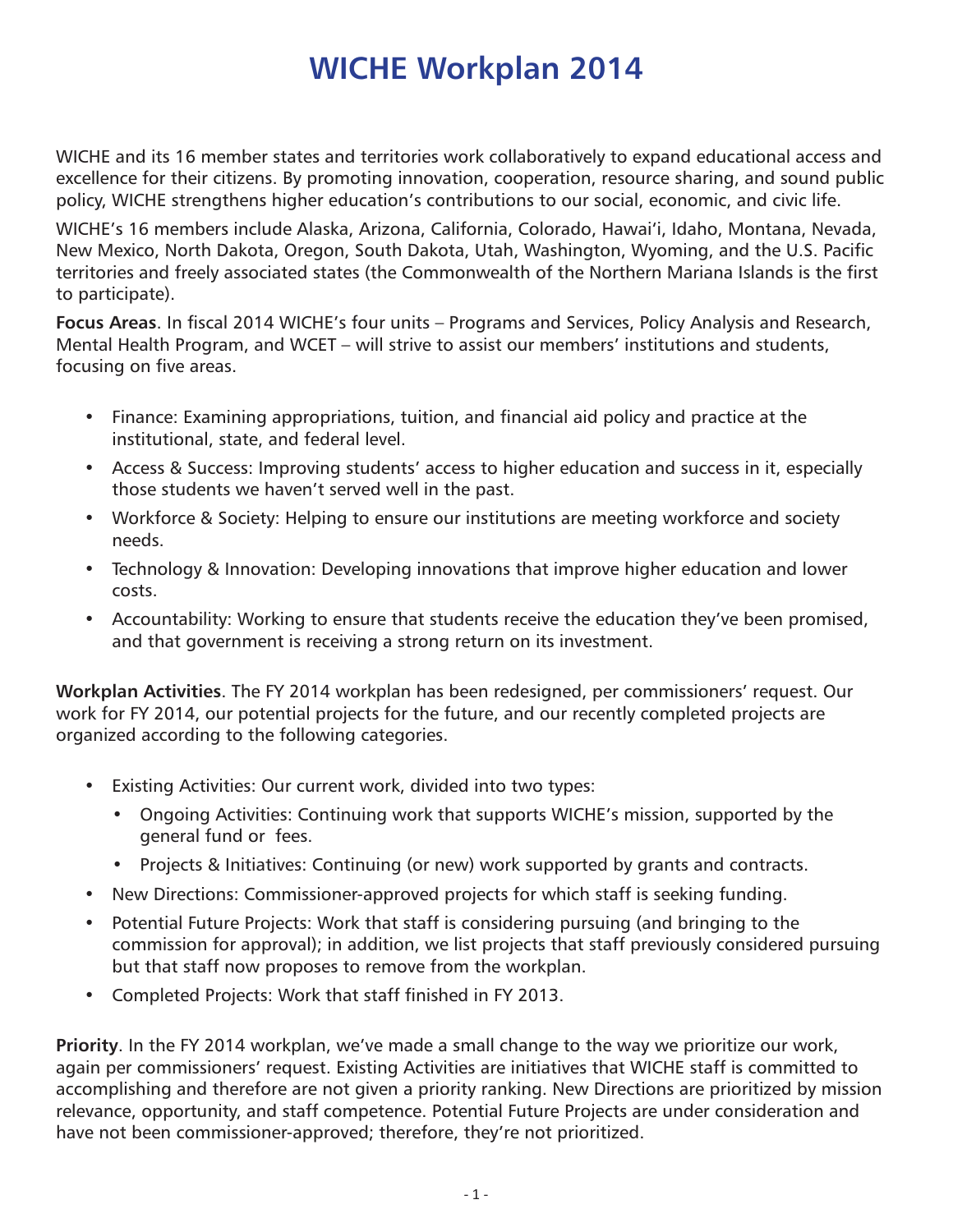# WICHE Workplan 2014

WICHE and its 16 member states and territories work collaboratively to expand educational access and excellence for their citizens. By promoting innovation, cooperation, resource sharing, and sound public policy, WICHE strengthens higher education's contributions to our social, economic, and civic life.

WICHE's 16 members include Alaska, Arizona, California, Colorado, Hawai'i, Idaho, Montana, Nevada, New Mexico, North Dakota, Oregon, South Dakota, Utah, Washington, Wyoming, and the U.S. Pacific territories and freely associated states (the Commonwealth of the Northern Mariana Islands is the first to participate).

**Focus Areas**. In fiscal 2014 WICHE's four units – Programs and Services, Policy Analysis and Research, Mental Health Program, and WCET – will strive to assist our members' institutions and students, focusing on five areas.

- Finance: Examining appropriations, tuition, and financial aid policy and practice at the institutional, state, and federal level.
- Access & Success: Improving students' access to higher education and success in it, especially those students we haven't served well in the past.
- Workforce & Society: Helping to ensure our institutions are meeting workforce and society needs.
- Technology & Innovation: Developing innovations that improve higher education and lower costs.
- Accountability: Working to ensure that students receive the education they've been promised, and that government is receiving a strong return on its investment.

**Workplan Activities**. The FY 2014 workplan has been redesigned, per commissioners' request. Our work for FY 2014, our potential projects for the future, and our recently completed projects are organized according to the following categories.

- Existing Activities: Our current work, divided into two types:
  - Ongoing Activities: Continuing work that supports WICHE's mission, supported by the general fund or fees.
  - Projects & Initiatives: Continuing (or new) work supported by grants and contracts.
- New Directions: Commissioner-approved projects for which staff is seeking funding.
- Potential Future Projects: Work that staff is considering pursuing (and bringing to the commission for approval); in addition, we list projects that staff previously considered pursuing but that staff now proposes to remove from the workplan.
- Completed Projects: Work that staff finished in FY 2013.

**Priority**. In the FY 2014 workplan, we've made a small change to the way we prioritize our work, again per commissioners' request. Existing Activities are initiatives that WICHE staff is committed to accomplishing and therefore are not given a priority ranking. New Directions are prioritized by mission relevance, opportunity, and staff competence. Potential Future Projects are under consideration and have not been commissioner-approved; therefore, they're not prioritized.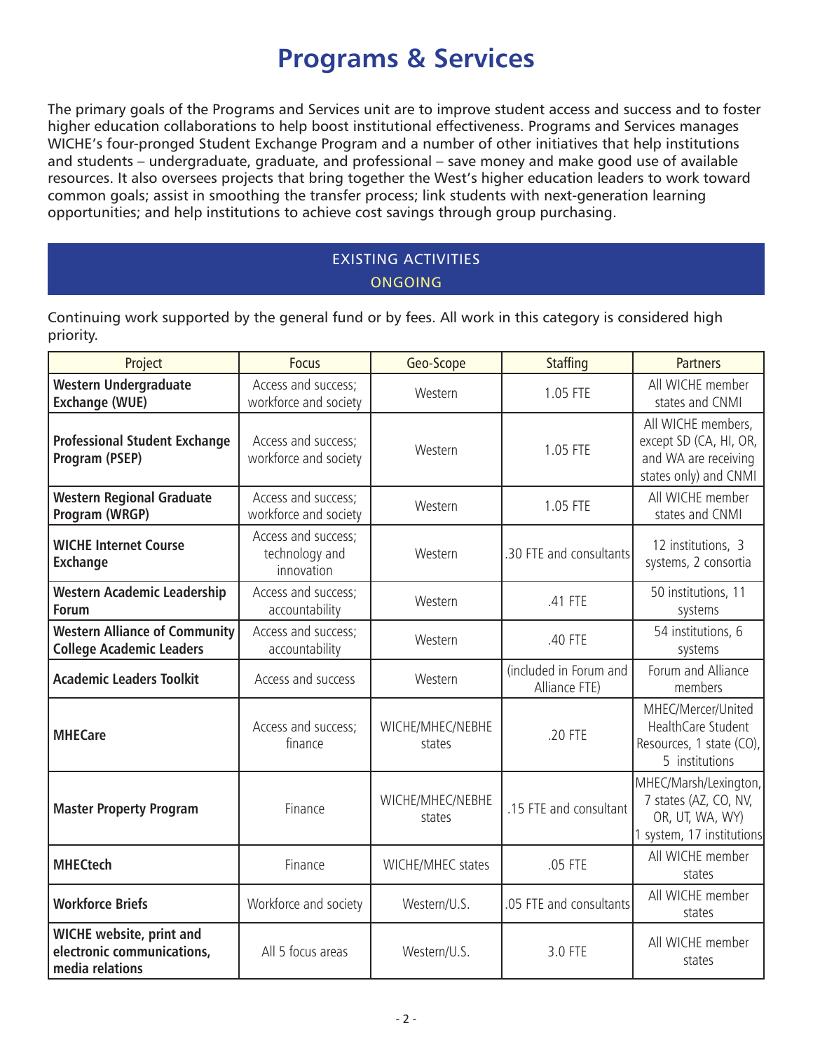# Programs & Services

The primary goals of the Programs and Services unit are to improve student access and success and to foster higher education collaborations to help boost institutional effectiveness. Programs and Services manages WICHE's four-pronged Student Exchange Program and a number of other initiatives that help institutions and students – undergraduate, graduate, and professional – save money and make good use of available resources. It also oversees projects that bring together the West's higher education leaders to work toward common goals; assist in smoothing the transfer process; link students with next-generation learning opportunities; and help institutions to achieve cost savings through group purchasing.

## EXISTING ACTIVITIES

### ONGOING

Continuing work supported by the general fund or by fees. All work in this category is considered high priority.

| Project | Focus | Geo-Scope | Staffing | Partners |
|---|---|---|---|---|
| **Western Undergraduate Exchange (WUE)** | Access and success; workforce and society | Western | 1.05 FTE | All WICHE member states and CNMI |
| **Professional Student Exchange Program (PSEP)** | Access and success; workforce and society | Western | 1.05 FTE | All WICHE members, except SD (CA, HI, OR, and WA are receiving states only) and CNMI |
| **Western Regional Graduate Program (WRGP)** | Access and success; workforce and society | Western | 1.05 FTE | All WICHE member states and CNMI |
| **WICHE Internet Course Exchange** | Access and success; technology and innovation | Western | .30 FTE and consultants | 12 institutions, 3 systems, 2 consortia |
| **Western Academic Leadership Forum** | Access and success; accountability | Western | .41 FTE | 50 institutions, 11 systems |
| **Western Alliance of Community College Academic Leaders** | Access and success; accountability | Western | .40 FTE | 54 institutions, 6 systems |
| **Academic Leaders Toolkit** | Access and success | Western | (included in Forum and Alliance FTE) | Forum and Alliance members |
| **MHECare** | Access and success; finance | WICHE/MHEC/NEBHE states | .20 FTE | MHEC/Mercer/United HealthCare Student Resources, 1 state (CO), 5 institutions |
| **Master Property Program** | Finance | WICHE/MHEC/NEBHE states | .15 FTE and consultant | MHEC/Marsh/Lexington, 7 states (AZ, CO, NV, OR, UT, WA, WY) 1 system, 17 institutions |
| **MHECtech** | Finance | WICHE/MHEC states | .05 FTE | All WICHE member states |
| **Workforce Briefs** | Workforce and society | Western/U.S. | .05 FTE and consultants | All WICHE member states |
| **WICHE website, print and electronic communications, media relations** | All 5 focus areas | Western/U.S. | 3.0 FTE | All WICHE member states |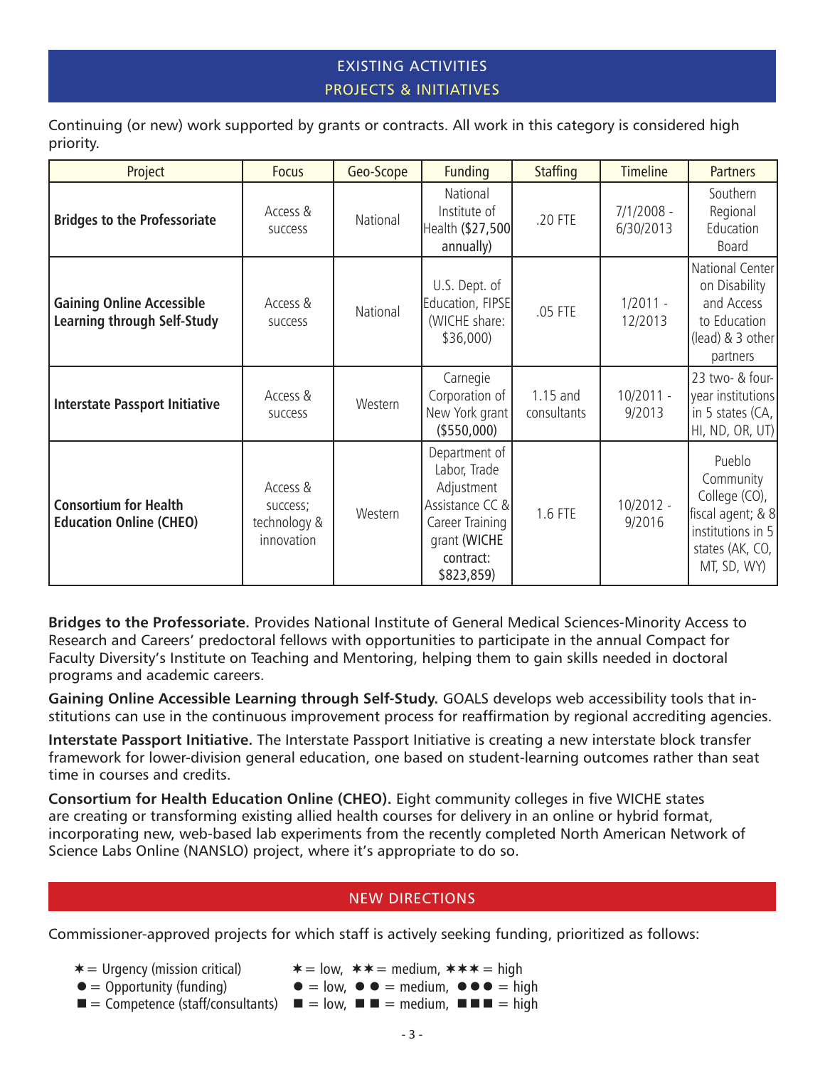## EXISTING ACTIVITIES
### PROJECTS & INITIATIVES

Continuing (or new) work supported by grants or contracts. All work in this category is considered high priority.

| Project | Focus | Geo-Scope | Funding | Staffing | Timeline | Partners |
|---|---|---|---|---|---|---|
| **Bridges to the Professoriate** | Access & success | National | National Institute of Health ($27,500 annually) | .20 FTE | 7/1/2008 - 6/30/2013 | Southern Regional Education Board |
| **Gaining Online Accessible Learning through Self-Study** | Access & success | National | U.S. Dept. of Education, FIPSE (WICHE share: $36,000) | .05 FTE | 1/2011 - 12/2013 | National Center on Disability and Access to Education (lead) & 3 other partners |
| **Interstate Passport Initiative** | Access & success | Western | Carnegie Corporation of New York grant ($550,000) | 1.15 and consultants | 10/2011 - 9/2013 | 23 two- & four-year institutions in 5 states (CA, HI, ND, OR, UT) |
| **Consortium for Health Education Online (CHEO)** | Access & success; technology & innovation | Western | Department of Labor, Trade Adjustment Assistance CC & Career Training grant (WICHE contract: $823,859) | 1.6 FTE | 10/2012 - 9/2016 | Pueblo Community College (CO), fiscal agent; & 8 institutions in 5 states (AK, CO, MT, SD, WY) |

**Bridges to the Professoriate.** Provides National Institute of General Medical Sciences-Minority Access to Research and Careers' predoctoral fellows with opportunities to participate in the annual Compact for Faculty Diversity's Institute on Teaching and Mentoring, helping them to gain skills needed in doctoral programs and academic careers.

**Gaining Online Accessible Learning through Self-Study.** GOALS develops web accessibility tools that institutions can use in the continuous improvement process for reaffirmation by regional accrediting agencies.

**Interstate Passport Initiative.** The Interstate Passport Initiative is creating a new interstate block transfer framework for lower-division general education, one based on student-learning outcomes rather than seat time in courses and credits.

**Consortium for Health Education Online (CHEO).** Eight community colleges in five WICHE states are creating or transforming existing allied health courses for delivery in an online or hybrid format, incorporating new, web-based lab experiments from the recently completed North American Network of Science Labs Online (NANSLO) project, where it's appropriate to do so.

## NEW DIRECTIONS

Commissioner-approved projects for which staff is actively seeking funding, prioritized as follows:

✶ = Urgency (mission critical) ✶ = low, ✶✶ = medium, ✶✶✶ = high
● = Opportunity (funding) ● = low, ● ● = medium, ● ● ● = high
■ = Competence (staff/consultants) ■ = low, ■ ■ = medium, ■ ■ ■ = high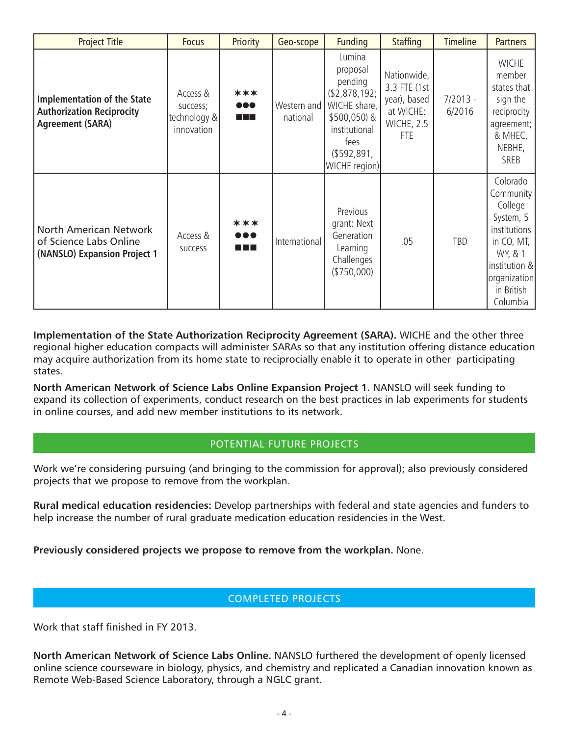| Project Title | Focus | Priority | Geo-scope | Funding | Staffing | Timeline | Partners |
|---|---|---|---|---|---|---|---|
| **Implementation of the State Authorization Reciprocity Agreement (SARA)** | Access & success; technology & innovation | ✶✶✶ ●●● ■■■ | Western and national | Lumina proposal pending ($2,878,192; WICHE share, $500,050) & institutional fees ($592,891, WICHE region) | Nationwide, 3.3 FTE (1st year), based at WICHE: WICHE, 2.5 FTE | 7/2013 - 6/2016 | WICHE member states that sign the reciprocity agreement; & MHEC, NEBHE, SREB |
| North American Network of Science Labs Online **(NANSLO) Expansion Project 1** | Access & success | ✶✶✶ ●●● ■■■ | International | Previous grant: Next Generation Learning Challenges ($750,000) | .05 | TBD | Colorado Community College System, 5 institutions in CO, MT, WY, & 1 institution & organization in British Columbia |

**Implementation of the State Authorization Reciprocity Agreement (SARA).** WICHE and the other three regional higher education compacts will administer SARAs so that any institution offering distance education may acquire authorization from its home state to reciprocially enable it to operate in other participating states.

**North American Network of Science Labs Online Expansion Project 1.** NANSLO will seek funding to expand its collection of experiments, conduct research on the best practices in lab experiments for students in online courses, and add new member institutions to its network.

## POTENTIAL FUTURE PROJECTS

Work we're considering pursuing (and bringing to the commission for approval); also previously considered projects that we propose to remove from the workplan.

**Rural medical education residencies:** Develop partnerships with federal and state agencies and funders to help increase the number of rural graduate medication education residencies in the West.

**Previously considered projects we propose to remove from the workplan.** None.

## COMPLETED PROJECTS

Work that staff finished in FY 2013.

**North American Network of Science Labs Online.** NANSLO furthered the development of openly licensed online science courseware in biology, physics, and chemistry and replicated a Canadian innovation known as Remote Web-Based Science Laboratory, through a NGLC grant.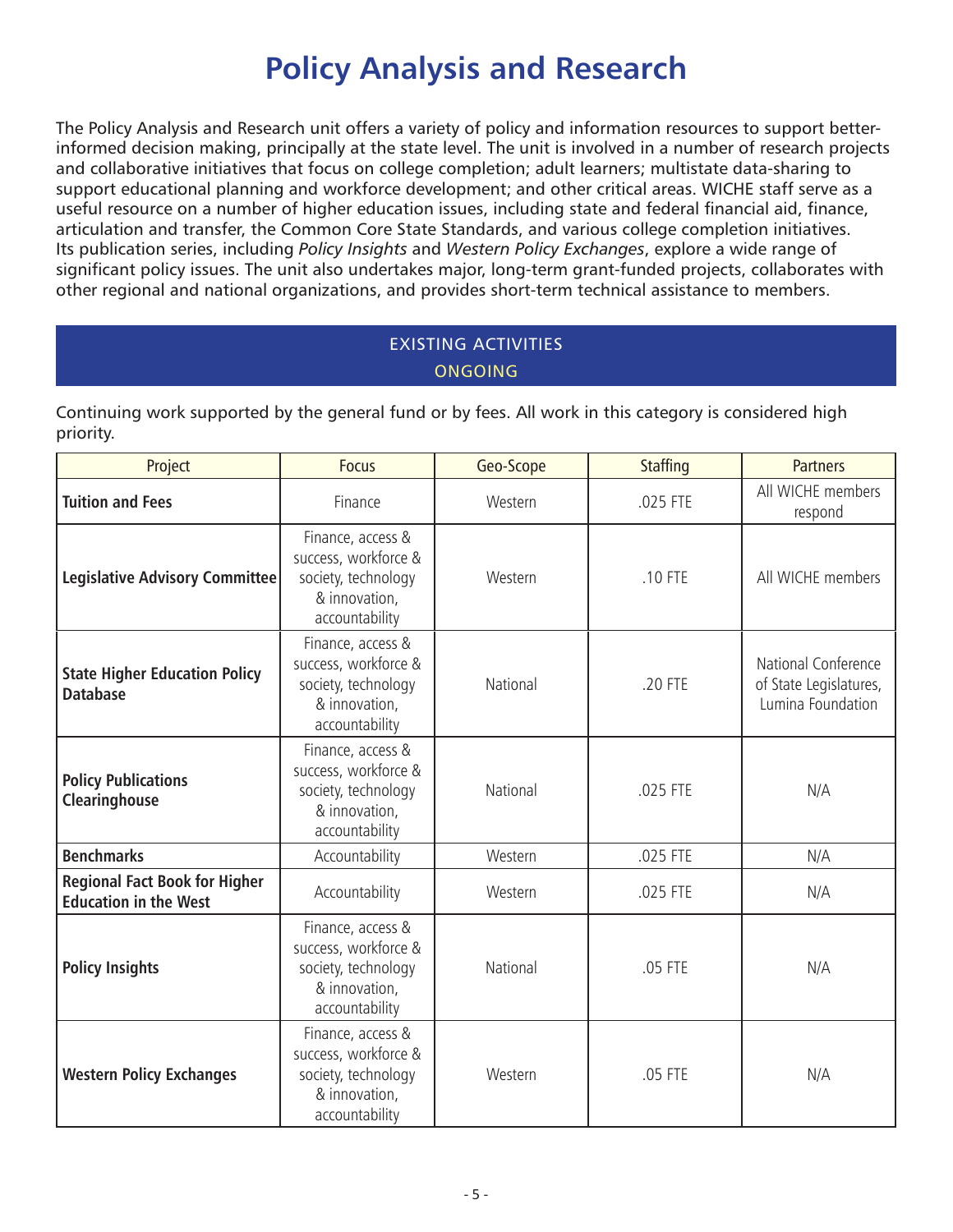# Policy Analysis and Research

The Policy Analysis and Research unit offers a variety of policy and information resources to support better-informed decision making, principally at the state level. The unit is involved in a number of research projects and collaborative initiatives that focus on college completion; adult learners; multistate data-sharing to support educational planning and workforce development; and other critical areas. WICHE staff serve as a useful resource on a number of higher education issues, including state and federal financial aid, finance, articulation and transfer, the Common Core State Standards, and various college completion initiatives. Its publication series, including *Policy Insights* and *Western Policy Exchanges*, explore a wide range of significant policy issues. The unit also undertakes major, long-term grant-funded projects, collaborates with other regional and national organizations, and provides short-term technical assistance to members.

## EXISTING ACTIVITIES
### ONGOING

Continuing work supported by the general fund or by fees. All work in this category is considered high priority.

| Project | Focus | Geo-Scope | Staffing | Partners |
|---|---|---|---|---|
| **Tuition and Fees** | Finance | Western | .025 FTE | All WICHE members respond |
| **Legislative Advisory Committee** | Finance, access & success, workforce & society, technology & innovation, accountability | Western | .10 FTE | All WICHE members |
| **State Higher Education Policy Database** | Finance, access & success, workforce & society, technology & innovation, accountability | National | .20 FTE | National Conference of State Legislatures, Lumina Foundation |
| **Policy Publications Clearinghouse** | Finance, access & success, workforce & society, technology & innovation, accountability | National | .025 FTE | N/A |
| **Benchmarks** | Accountability | Western | .025 FTE | N/A |
| **Regional Fact Book for Higher Education in the West** | Accountability | Western | .025 FTE | N/A |
| **Policy Insights** | Finance, access & success, workforce & society, technology & innovation, accountability | National | .05 FTE | N/A |
| **Western Policy Exchanges** | Finance, access & success, workforce & society, technology & innovation, accountability | Western | .05 FTE | N/A |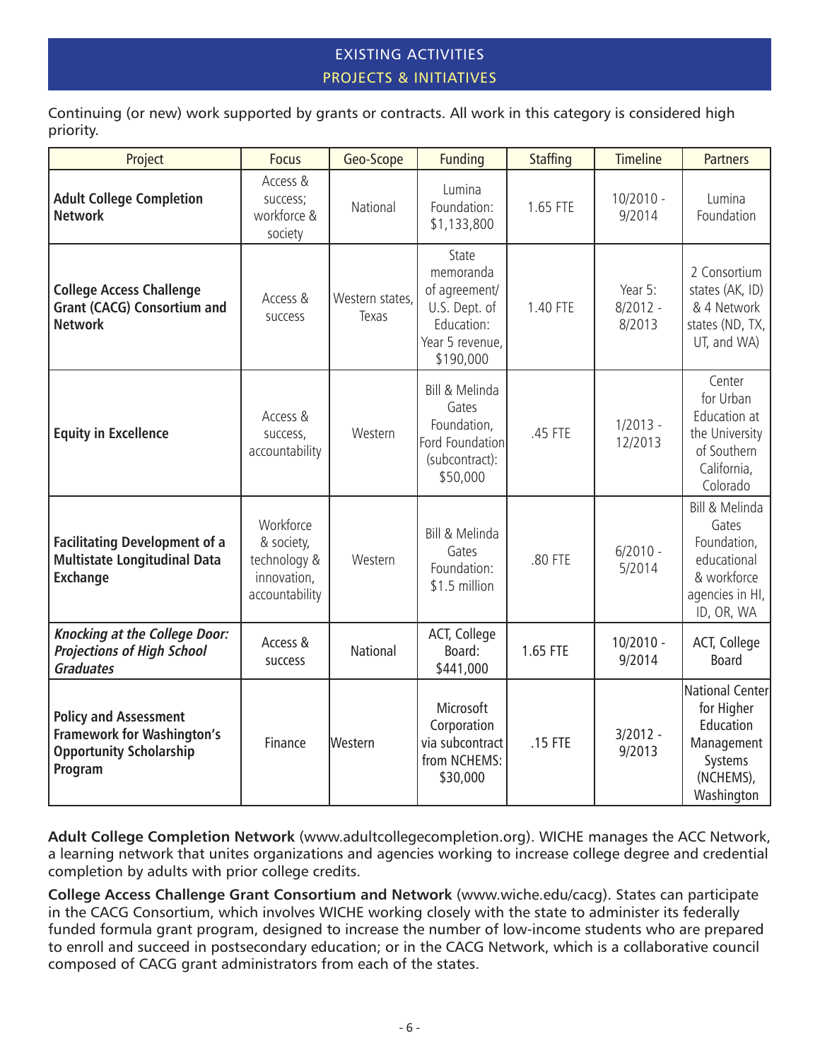## EXISTING ACTIVITIES
### PROJECTS & INITIATIVES

Continuing (or new) work supported by grants or contracts. All work in this category is considered high priority.

| Project | Focus | Geo-Scope | Funding | Staffing | Timeline | Partners |
|---|---|---|---|---|---|---|
| **Adult College Completion Network** | Access & success; workforce & society | National | Lumina Foundation: $1,133,800 | 1.65 FTE | 10/2010 - 9/2014 | Lumina Foundation |
| **College Access Challenge Grant (CACG) Consortium and Network** | Access & success | Western states, Texas | State memoranda of agreement/ U.S. Dept. of Education: Year 5 revenue, $190,000 | 1.40 FTE | Year 5: 8/2012 - 8/2013 | 2 Consortium states (AK, ID) & 4 Network states (ND, TX, UT, and WA) |
| **Equity in Excellence** | Access & success, accountability | Western | Bill & Melinda Gates Foundation, Ford Foundation (subcontract): $50,000 | .45 FTE | 1/2013 - 12/2013 | Center for Urban Education at the University of Southern California, Colorado |
| **Facilitating Development of a Multistate Longitudinal Data Exchange** | Workforce & society, technology & innovation, accountability | Western | Bill & Melinda Gates Foundation: $1.5 million | .80 FTE | 6/2010 - 5/2014 | Bill & Melinda Gates Foundation, educational & workforce agencies in HI, ID, OR, WA |
| ***Knocking at the College Door: Projections of High School Graduates*** | Access & success | National | ACT, College Board: $441,000 | 1.65 FTE | 10/2010 - 9/2014 | ACT, College Board |
| **Policy and Assessment Framework for Washington's Opportunity Scholarship Program** | Finance | Western | Microsoft Corporation via subcontract from NCHEMS: $30,000 | .15 FTE | 3/2012 - 9/2013 | National Center for Higher Education Management Systems (NCHEMS), Washington |

**Adult College Completion Network** (www.adultcollegecompletion.org). WICHE manages the ACC Network, a learning network that unites organizations and agencies working to increase college degree and credential completion by adults with prior college credits.

**College Access Challenge Grant Consortium and Network** (www.wiche.edu/cacg). States can participate in the CACG Consortium, which involves WICHE working closely with the state to administer its federally funded formula grant program, designed to increase the number of low-income students who are prepared to enroll and succeed in postsecondary education; or in the CACG Network, which is a collaborative council composed of CACG grant administrators from each of the states.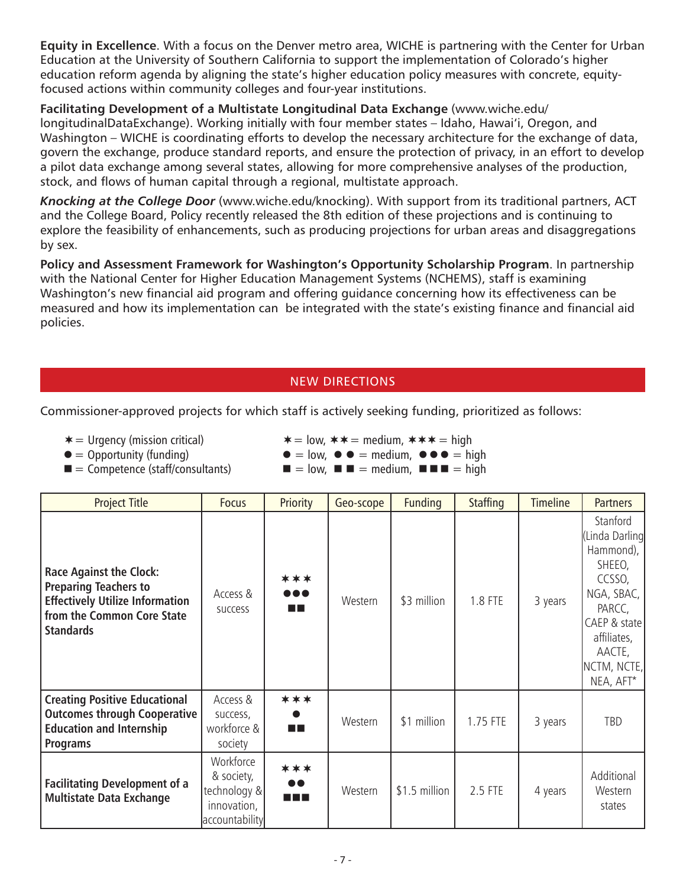**Equity in Excellence**. With a focus on the Denver metro area, WICHE is partnering with the Center for Urban Education at the University of Southern California to support the implementation of Colorado's higher education reform agenda by aligning the state's higher education policy measures with concrete, equity-focused actions within community colleges and four-year institutions.

**Facilitating Development of a Multistate Longitudinal Data Exchange** (www.wiche.edu/longitudinalDataExchange). Working initially with four member states – Idaho, Hawai'i, Oregon, and Washington – WICHE is coordinating efforts to develop the necessary architecture for the exchange of data, govern the exchange, produce standard reports, and ensure the protection of privacy, in an effort to develop a pilot data exchange among several states, allowing for more comprehensive analyses of the production, stock, and flows of human capital through a regional, multistate approach.

***Knocking at the College Door*** (www.wiche.edu/knocking). With support from its traditional partners, ACT and the College Board, Policy recently released the 8th edition of these projections and is continuing to explore the feasibility of enhancements, such as producing projections for urban areas and disaggregations by sex.

**Policy and Assessment Framework for Washington's Opportunity Scholarship Program**. In partnership with the National Center for Higher Education Management Systems (NCHEMS), staff is examining Washington's new financial aid program and offering guidance concerning how its effectiveness can be measured and how its implementation can be integrated with the state's existing finance and financial aid policies.

## NEW DIRECTIONS

Commissioner-approved projects for which staff is actively seeking funding, prioritized as follows:

- ✶ = Urgency (mission critical) — ✶ = low, ✶✶ = medium, ✶✶✶ = high
- ● = Opportunity (funding) — ● = low, ● ● = medium, ● ● ● = high
- ■ = Competence (staff/consultants) — ■ = low, ■ ■ = medium, ■ ■ ■ = high

| Project Title | Focus | Priority | Geo-scope | Funding | Staffing | Timeline | Partners |
|---|---|---|---|---|---|---|---|
| **Race Against the Clock: Preparing Teachers to Effectively Utilize Information from the Common Core State Standards** | Access & success | ✶✶✶ ●●● ■■ | Western | $3 million | 1.8 FTE | 3 years | Stanford (Linda Darling Hammond), SHEEO, CCSSO, NGA, SBAC, PARCC, CAEP & state affiliates, AACTE, NCTM, NCTE, NEA, AFT* |
| **Creating Positive Educational Outcomes through Cooperative Education and Internship Programs** | Access & success, workforce & society | ✶✶✶ ● ■■ | Western | $1 million | 1.75 FTE | 3 years | TBD |
| **Facilitating Development of a Multistate Data Exchange** | Workforce & society, technology & innovation, accountability | ✶✶✶ ●● ■■■ | Western | $1.5 million | 2.5 FTE | 4 years | Additional Western states |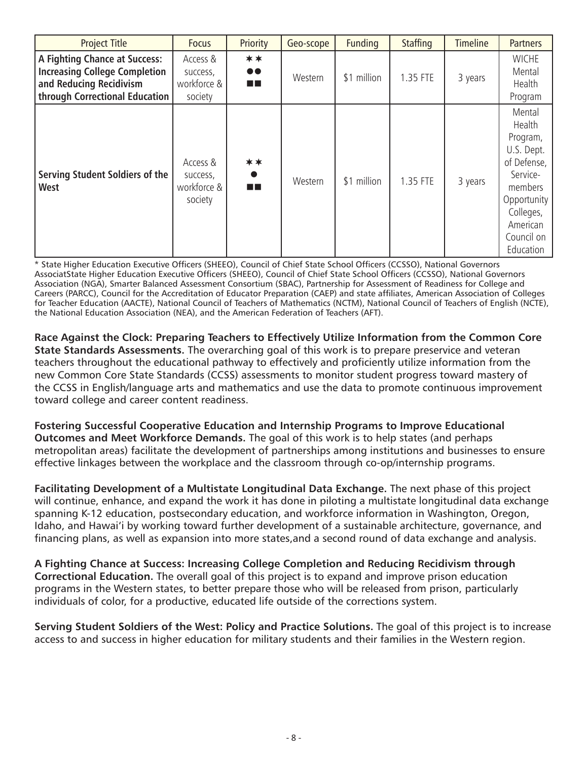| Project Title | Focus | Priority | Geo-scope | Funding | Staffing | Timeline | Partners |
|---|---|---|---|---|---|---|---|
| **A Fighting Chance at Success: Increasing College Completion and Reducing Recidivism through Correctional Education** | Access & success, workforce & society | ✶✶ ●● ■■ | Western | $1 million | 1.35 FTE | 3 years | WICHE Mental Health Program |
| **Serving Student Soldiers of the West** | Access & success, workforce & society | ✶✶ ● ■■ | Western | $1 million | 1.35 FTE | 3 years | Mental Health Program, U.S. Dept. of Defense, Service-members Opportunity Colleges, American Council on Education |

* State Higher Education Executive Officers (SHEEO), Council of Chief State School Officers (CCSSO), National Governors AssociatState Higher Education Executive Officers (SHEEO), Council of Chief State School Officers (CCSSO), National Governors Association (NGA), Smarter Balanced Assessment Consortium (SBAC), Partnership for Assessment of Readiness for College and Careers (PARCC), Council for the Accreditation of Educator Preparation (CAEP) and state affiliates, American Association of Colleges for Teacher Education (AACTE), National Council of Teachers of Mathematics (NCTM), National Council of Teachers of English (NCTE), the National Education Association (NEA), and the American Federation of Teachers (AFT).

**Race Against the Clock: Preparing Teachers to Effectively Utilize Information from the Common Core State Standards Assessments.** The overarching goal of this work is to prepare preservice and veteran teachers throughout the educational pathway to effectively and proficiently utilize information from the new Common Core State Standards (CCSS) assessments to monitor student progress toward mastery of the CCSS in English/language arts and mathematics and use the data to promote continuous improvement toward college and career content readiness.

**Fostering Successful Cooperative Education and Internship Programs to Improve Educational Outcomes and Meet Workforce Demands.** The goal of this work is to help states (and perhaps metropolitan areas) facilitate the development of partnerships among institutions and businesses to ensure effective linkages between the workplace and the classroom through co-op/internship programs.

**Facilitating Development of a Multistate Longitudinal Data Exchange.** The next phase of this project will continue, enhance, and expand the work it has done in piloting a multistate longitudinal data exchange spanning K-12 education, postsecondary education, and workforce information in Washington, Oregon, Idaho, and Hawai'i by working toward further development of a sustainable architecture, governance, and financing plans, as well as expansion into more states,and a second round of data exchange and analysis.

**A Fighting Chance at Success: Increasing College Completion and Reducing Recidivism through Correctional Education.** The overall goal of this project is to expand and improve prison education programs in the Western states, to better prepare those who will be released from prison, particularly individuals of color, for a productive, educated life outside of the corrections system.

**Serving Student Soldiers of the West: Policy and Practice Solutions.** The goal of this project is to increase access to and success in higher education for military students and their families in the Western region.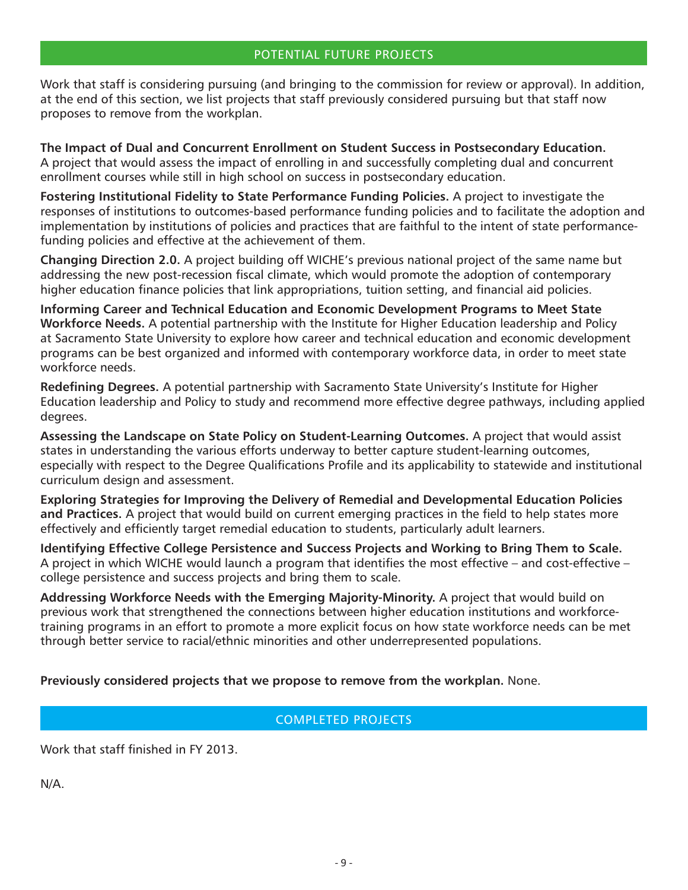## POTENTIAL FUTURE PROJECTS

Work that staff is considering pursuing (and bringing to the commission for review or approval). In addition, at the end of this section, we list projects that staff previously considered pursuing but that staff now proposes to remove from the workplan.

**The Impact of Dual and Concurrent Enrollment on Student Success in Postsecondary Education.** A project that would assess the impact of enrolling in and successfully completing dual and concurrent enrollment courses while still in high school on success in postsecondary education.

**Fostering Institutional Fidelity to State Performance Funding Policies.** A project to investigate the responses of institutions to outcomes-based performance funding policies and to facilitate the adoption and implementation by institutions of policies and practices that are faithful to the intent of state performance-funding policies and effective at the achievement of them.

**Changing Direction 2.0.** A project building off WICHE's previous national project of the same name but addressing the new post-recession fiscal climate, which would promote the adoption of contemporary higher education finance policies that link appropriations, tuition setting, and financial aid policies.

**Informing Career and Technical Education and Economic Development Programs to Meet State Workforce Needs.** A potential partnership with the Institute for Higher Education leadership and Policy at Sacramento State University to explore how career and technical education and economic development programs can be best organized and informed with contemporary workforce data, in order to meet state workforce needs.

**Redefining Degrees.** A potential partnership with Sacramento State University's Institute for Higher Education leadership and Policy to study and recommend more effective degree pathways, including applied degrees.

**Assessing the Landscape on State Policy on Student-Learning Outcomes.** A project that would assist states in understanding the various efforts underway to better capture student-learning outcomes, especially with respect to the Degree Qualifications Profile and its applicability to statewide and institutional curriculum design and assessment.

**Exploring Strategies for Improving the Delivery of Remedial and Developmental Education Policies and Practices.** A project that would build on current emerging practices in the field to help states more effectively and efficiently target remedial education to students, particularly adult learners.

**Identifying Effective College Persistence and Success Projects and Working to Bring Them to Scale.** A project in which WICHE would launch a program that identifies the most effective – and cost-effective – college persistence and success projects and bring them to scale.

**Addressing Workforce Needs with the Emerging Majority-Minority.** A project that would build on previous work that strengthened the connections between higher education institutions and workforce-training programs in an effort to promote a more explicit focus on how state workforce needs can be met through better service to racial/ethnic minorities and other underrepresented populations.

**Previously considered projects that we propose to remove from the workplan.** None.

## COMPLETED PROJECTS

Work that staff finished in FY 2013.

N/A.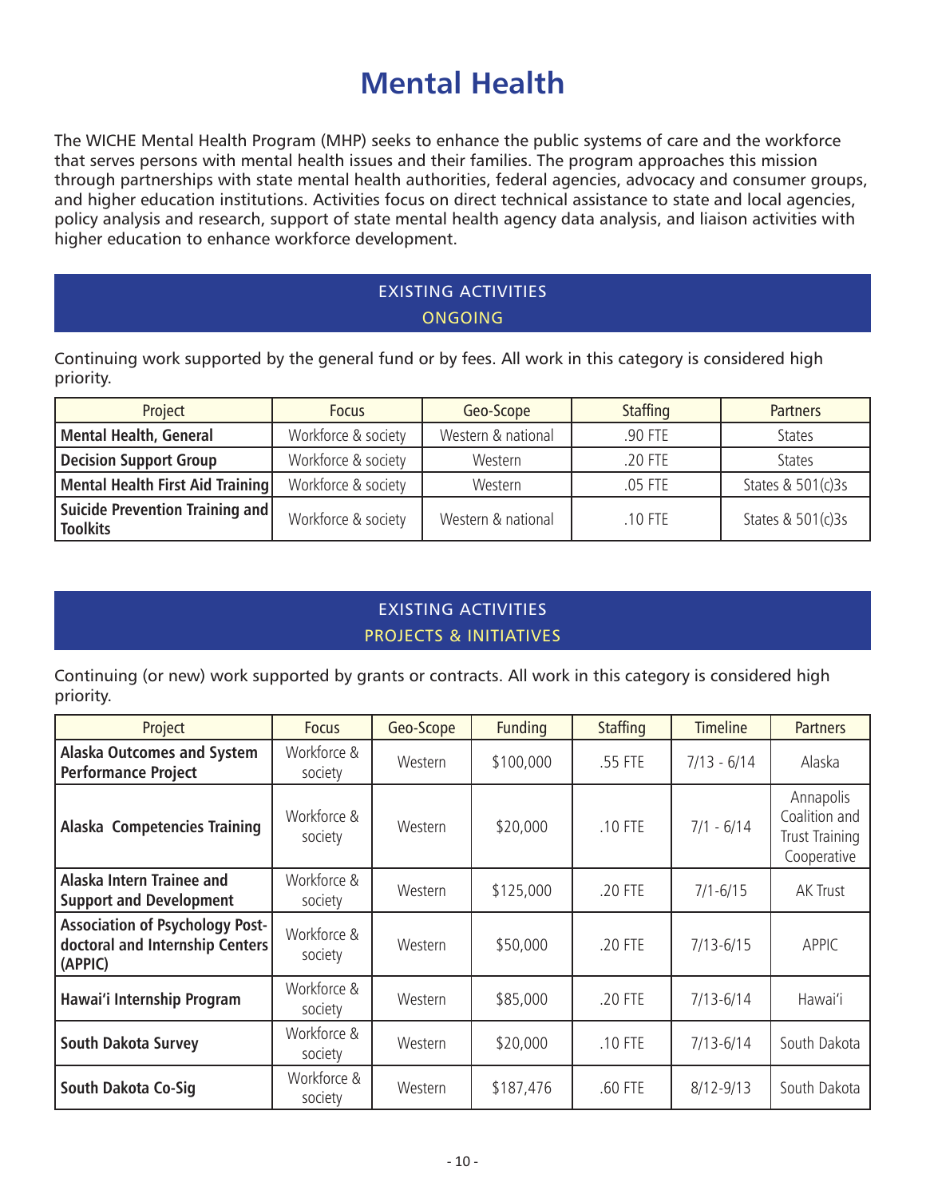# Mental Health

The WICHE Mental Health Program (MHP) seeks to enhance the public systems of care and the workforce that serves persons with mental health issues and their families. The program approaches this mission through partnerships with state mental health authorities, federal agencies, advocacy and consumer groups, and higher education institutions. Activities focus on direct technical assistance to state and local agencies, policy analysis and research, support of state mental health agency data analysis, and liaison activities with higher education to enhance workforce development.

## EXISTING ACTIVITIES
### ONGOING

Continuing work supported by the general fund or by fees. All work in this category is considered high priority.

| Project | Focus | Geo-Scope | Staffing | Partners |
|---|---|---|---|---|
| **Mental Health, General** | Workforce & society | Western & national | .90 FTE | States |
| **Decision Support Group** | Workforce & society | Western | .20 FTE | States |
| **Mental Health First Aid Training** | Workforce & society | Western | .05 FTE | States & 501(c)3s |
| **Suicide Prevention Training and Toolkits** | Workforce & society | Western & national | .10 FTE | States & 501(c)3s |

## EXISTING ACTIVITIES
### PROJECTS & INITIATIVES

Continuing (or new) work supported by grants or contracts. All work in this category is considered high priority.

| Project | Focus | Geo-Scope | Funding | Staffing | Timeline | Partners |
|---|---|---|---|---|---|---|
| **Alaska Outcomes and System Performance Project** | Workforce & society | Western | $100,000 | .55 FTE | 7/13 - 6/14 | Alaska |
| **Alaska Competencies Training** | Workforce & society | Western | $20,000 | .10 FTE | 7/1 - 6/14 | Annapolis Coalition and Trust Training Cooperative |
| **Alaska Intern Trainee and Support and Development** | Workforce & society | Western | $125,000 | .20 FTE | 7/1-6/15 | AK Trust |
| **Association of Psychology Post-doctoral and Internship Centers (APPIC)** | Workforce & society | Western | $50,000 | .20 FTE | 7/13-6/15 | APPIC |
| **Hawai'i Internship Program** | Workforce & society | Western | $85,000 | .20 FTE | 7/13-6/14 | Hawai'i |
| **South Dakota Survey** | Workforce & society | Western | $20,000 | .10 FTE | 7/13-6/14 | South Dakota |
| **South Dakota Co-Sig** | Workforce & society | Western | $187,476 | .60 FTE | 8/12-9/13 | South Dakota |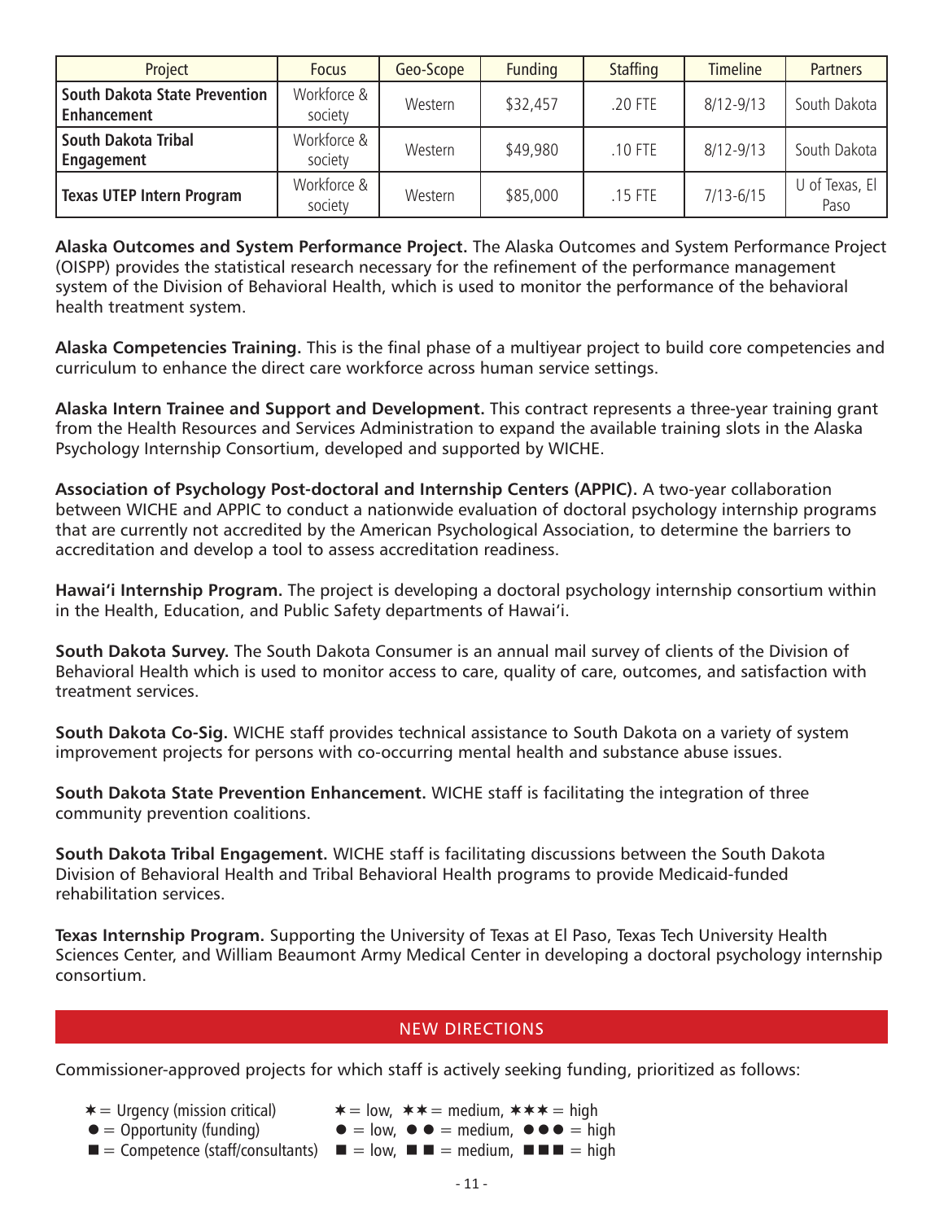| Project | Focus | Geo-Scope | Funding | Staffing | Timeline | Partners |
|---|---|---|---|---|---|---|
| **South Dakota State Prevention Enhancement** | Workforce & society | Western | $32,457 | .20 FTE | 8/12-9/13 | South Dakota |
| **South Dakota Tribal Engagement** | Workforce & society | Western | $49,980 | .10 FTE | 8/12-9/13 | South Dakota |
| **Texas UTEP Intern Program** | Workforce & society | Western | $85,000 | .15 FTE | 7/13-6/15 | U of Texas, El Paso |

**Alaska Outcomes and System Performance Project.** The Alaska Outcomes and System Performance Project (OISPP) provides the statistical research necessary for the refinement of the performance management system of the Division of Behavioral Health, which is used to monitor the performance of the behavioral health treatment system.

**Alaska Competencies Training.** This is the final phase of a multiyear project to build core competencies and curriculum to enhance the direct care workforce across human service settings.

**Alaska Intern Trainee and Support and Development.** This contract represents a three-year training grant from the Health Resources and Services Administration to expand the available training slots in the Alaska Psychology Internship Consortium, developed and supported by WICHE.

**Association of Psychology Post-doctoral and Internship Centers (APPIC).** A two-year collaboration between WICHE and APPIC to conduct a nationwide evaluation of doctoral psychology internship programs that are currently not accredited by the American Psychological Association, to determine the barriers to accreditation and develop a tool to assess accreditation readiness.

**Hawai'i Internship Program.** The project is developing a doctoral psychology internship consortium within in the Health, Education, and Public Safety departments of Hawai'i.

**South Dakota Survey.** The South Dakota Consumer is an annual mail survey of clients of the Division of Behavioral Health which is used to monitor access to care, quality of care, outcomes, and satisfaction with treatment services.

**South Dakota Co-Sig.** WICHE staff provides technical assistance to South Dakota on a variety of system improvement projects for persons with co-occurring mental health and substance abuse issues.

**South Dakota State Prevention Enhancement.** WICHE staff is facilitating the integration of three community prevention coalitions.

**South Dakota Tribal Engagement.** WICHE staff is facilitating discussions between the South Dakota Division of Behavioral Health and Tribal Behavioral Health programs to provide Medicaid-funded rehabilitation services.

**Texas Internship Program.** Supporting the University of Texas at El Paso, Texas Tech University Health Sciences Center, and William Beaumont Army Medical Center in developing a doctoral psychology internship consortium.

## NEW DIRECTIONS

Commissioner-approved projects for which staff is actively seeking funding, prioritized as follows:

✶ = Urgency (mission critical) ✶ = low, ✶✶ = medium, ✶✶✶ = high
● = Opportunity (funding) ● = low, ● ● = medium, ●●● = high
■ = Competence (staff/consultants) ■ = low, ■ ■ = medium, ■■■ = high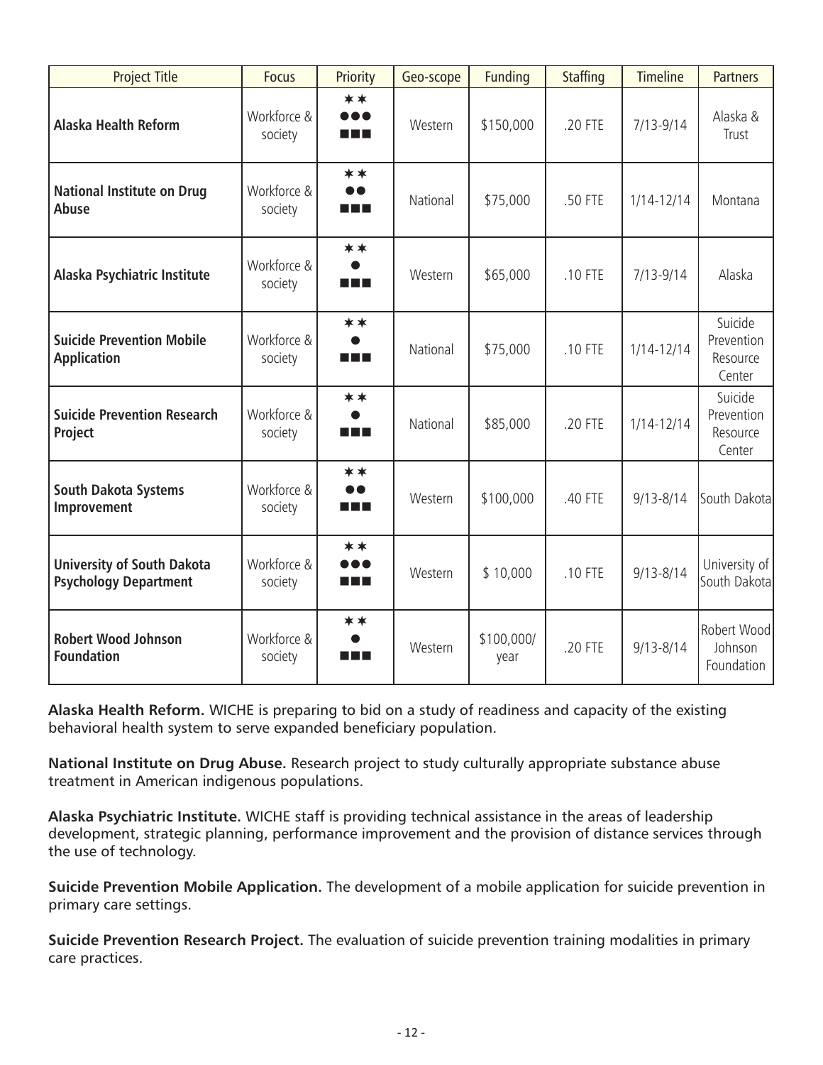| Project Title | Focus | Priority | Geo-scope | Funding | Staffing | Timeline | Partners |
|---|---|---|---|---|---|---|---|
| **Alaska Health Reform** | Workforce & society | ✶✶ ●●● ■■■ | Western | $150,000 | .20 FTE | 7/13-9/14 | Alaska & Trust |
| **National Institute on Drug Abuse** | Workforce & society | ✶✶ ●● ■■■ | National | $75,000 | .50 FTE | 1/14-12/14 | Montana |
| **Alaska Psychiatric Institute** | Workforce & society | ✶✶ ● ■■■ | Western | $65,000 | .10 FTE | 7/13-9/14 | Alaska |
| **Suicide Prevention Mobile Application** | Workforce & society | ✶✶ ● ■■■ | National | $75,000 | .10 FTE | 1/14-12/14 | Suicide Prevention Resource Center |
| **Suicide Prevention Research Project** | Workforce & society | ✶✶ ● ■■■ | National | $85,000 | .20 FTE | 1/14-12/14 | Suicide Prevention Resource Center |
| **South Dakota Systems Improvement** | Workforce & society | ✶✶ ●● ■■■ | Western | $100,000 | .40 FTE | 9/13-8/14 | South Dakota |
| **University of South Dakota Psychology Department** | Workforce & society | ✶✶ ●●● ■■■ | Western | $ 10,000 | .10 FTE | 9/13-8/14 | University of South Dakota |
| **Robert Wood Johnson Foundation** | Workforce & society | ✶✶ ● ■■■ | Western | $100,000/ year | .20 FTE | 9/13-8/14 | Robert Wood Johnson Foundation |

**Alaska Health Reform.** WICHE is preparing to bid on a study of readiness and capacity of the existing behavioral health system to serve expanded beneficiary population.

**National Institute on Drug Abuse.** Research project to study culturally appropriate substance abuse treatment in American indigenous populations.

**Alaska Psychiatric Institute.** WICHE staff is providing technical assistance in the areas of leadership development, strategic planning, performance improvement and the provision of distance services through the use of technology.

**Suicide Prevention Mobile Application.** The development of a mobile application for suicide prevention in primary care settings.

**Suicide Prevention Research Project.** The evaluation of suicide prevention training modalities in primary care practices.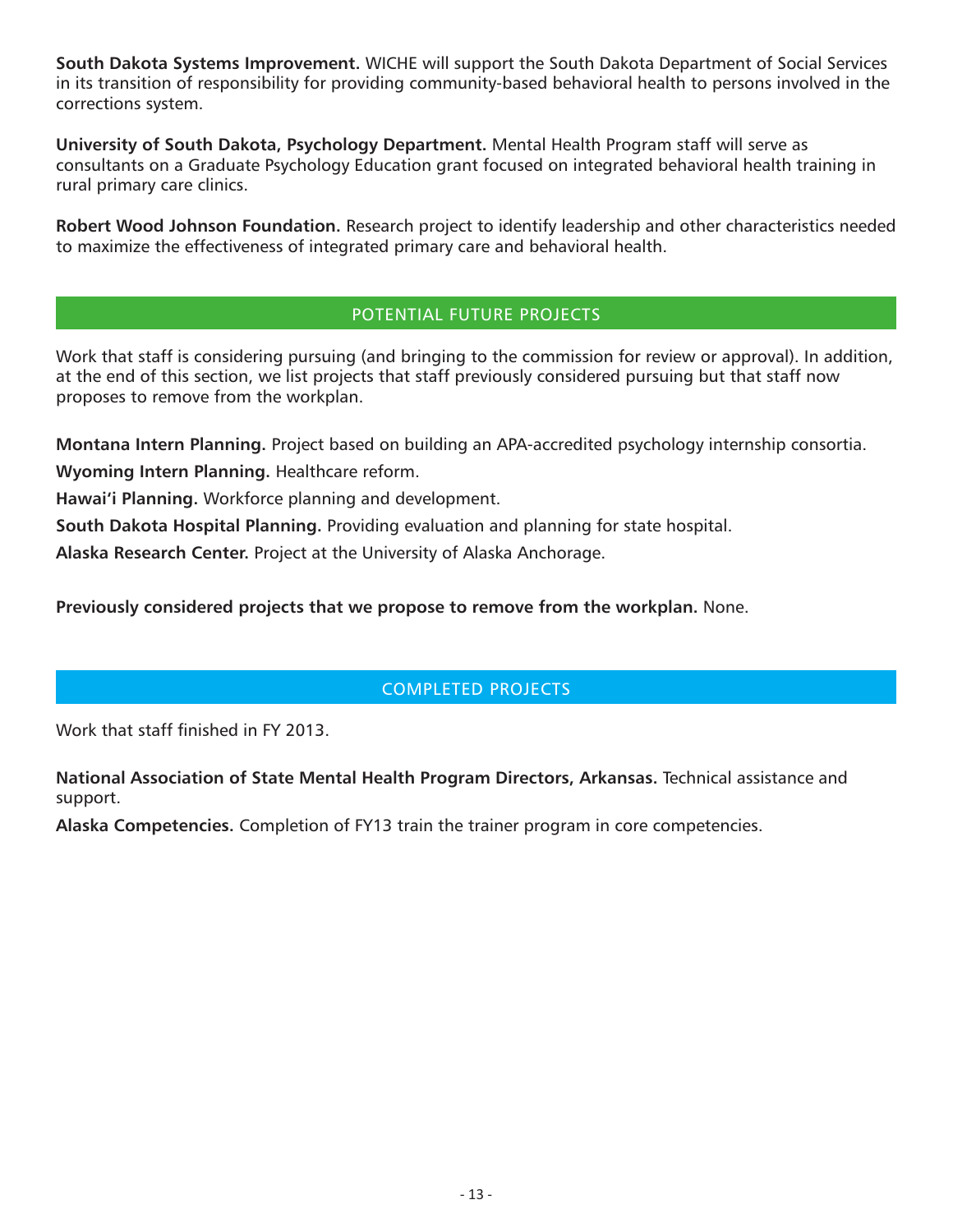**South Dakota Systems Improvement.** WICHE will support the South Dakota Department of Social Services in its transition of responsibility for providing community-based behavioral health to persons involved in the corrections system.

**University of South Dakota, Psychology Department.** Mental Health Program staff will serve as consultants on a Graduate Psychology Education grant focused on integrated behavioral health training in rural primary care clinics.

**Robert Wood Johnson Foundation.** Research project to identify leadership and other characteristics needed to maximize the effectiveness of integrated primary care and behavioral health.

## POTENTIAL FUTURE PROJECTS

Work that staff is considering pursuing (and bringing to the commission for review or approval). In addition, at the end of this section, we list projects that staff previously considered pursuing but that staff now proposes to remove from the workplan.

**Montana Intern Planning.** Project based on building an APA-accredited psychology internship consortia.

**Wyoming Intern Planning.** Healthcare reform.

**Hawai'i Planning.** Workforce planning and development.

**South Dakota Hospital Planning.** Providing evaluation and planning for state hospital.

**Alaska Research Center.** Project at the University of Alaska Anchorage.

**Previously considered projects that we propose to remove from the workplan.** None.

## COMPLETED PROJECTS

Work that staff finished in FY 2013.

**National Association of State Mental Health Program Directors, Arkansas.** Technical assistance and support.

**Alaska Competencies.** Completion of FY13 train the trainer program in core competencies.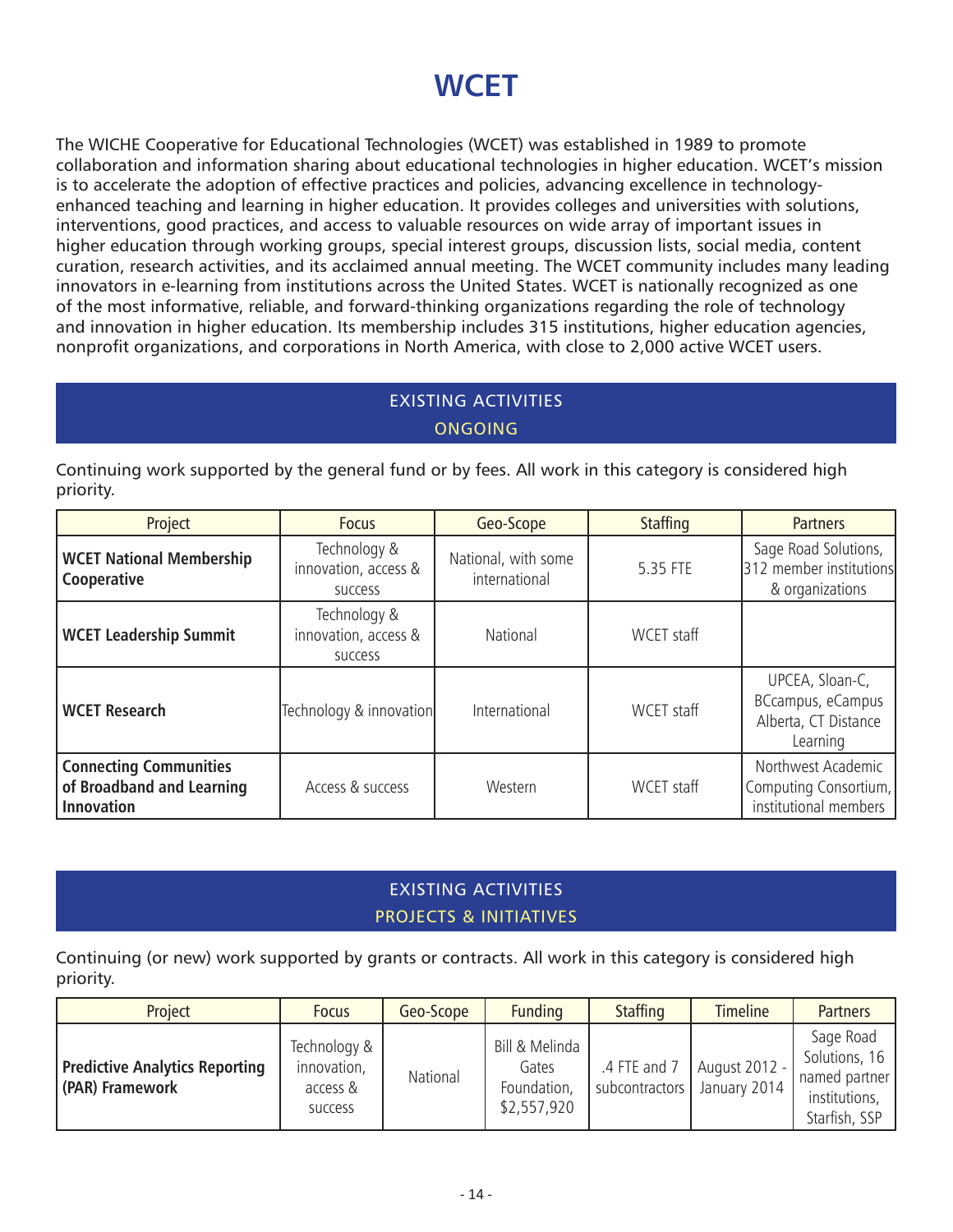# WCET

The WICHE Cooperative for Educational Technologies (WCET) was established in 1989 to promote collaboration and information sharing about educational technologies in higher education. WCET's mission is to accelerate the adoption of effective practices and policies, advancing excellence in technology-enhanced teaching and learning in higher education. It provides colleges and universities with solutions, interventions, good practices, and access to valuable resources on wide array of important issues in higher education through working groups, special interest groups, discussion lists, social media, content curation, research activities, and its acclaimed annual meeting. The WCET community includes many leading innovators in e-learning from institutions across the United States. WCET is nationally recognized as one of the most informative, reliable, and forward-thinking organizations regarding the role of technology and innovation in higher education. Its membership includes 315 institutions, higher education agencies, nonprofit organizations, and corporations in North America, with close to 2,000 active WCET users.

## EXISTING ACTIVITIES
### ONGOING

Continuing work supported by the general fund or by fees. All work in this category is considered high priority.

| Project | Focus | Geo-Scope | Staffing | Partners |
|---|---|---|---|---|
| **WCET National Membership Cooperative** | Technology & innovation, access & success | National, with some international | 5.35 FTE | Sage Road Solutions, 312 member institutions & organizations |
| **WCET Leadership Summit** | Technology & innovation, access & success | National | WCET staff | |
| **WCET Research** | Technology & innovation | International | WCET staff | UPCEA, Sloan-C, BCcampus, eCampus Alberta, CT Distance Learning |
| **Connecting Communities of Broadband and Learning Innovation** | Access & success | Western | WCET staff | Northwest Academic Computing Consortium, institutional members |

## EXISTING ACTIVITIES
### PROJECTS & INITIATIVES

Continuing (or new) work supported by grants or contracts. All work in this category is considered high priority.

| Project | Focus | Geo-Scope | Funding | Staffing | Timeline | Partners |
|---|---|---|---|---|---|---|
| **Predictive Analytics Reporting (PAR) Framework** | Technology & innovation, access & success | National | Bill & Melinda Gates Foundation, $2,557,920 | .4 FTE and 7 subcontractors | August 2012 - January 2014 | Sage Road Solutions, 16 named partner institutions, Starfish, SSP |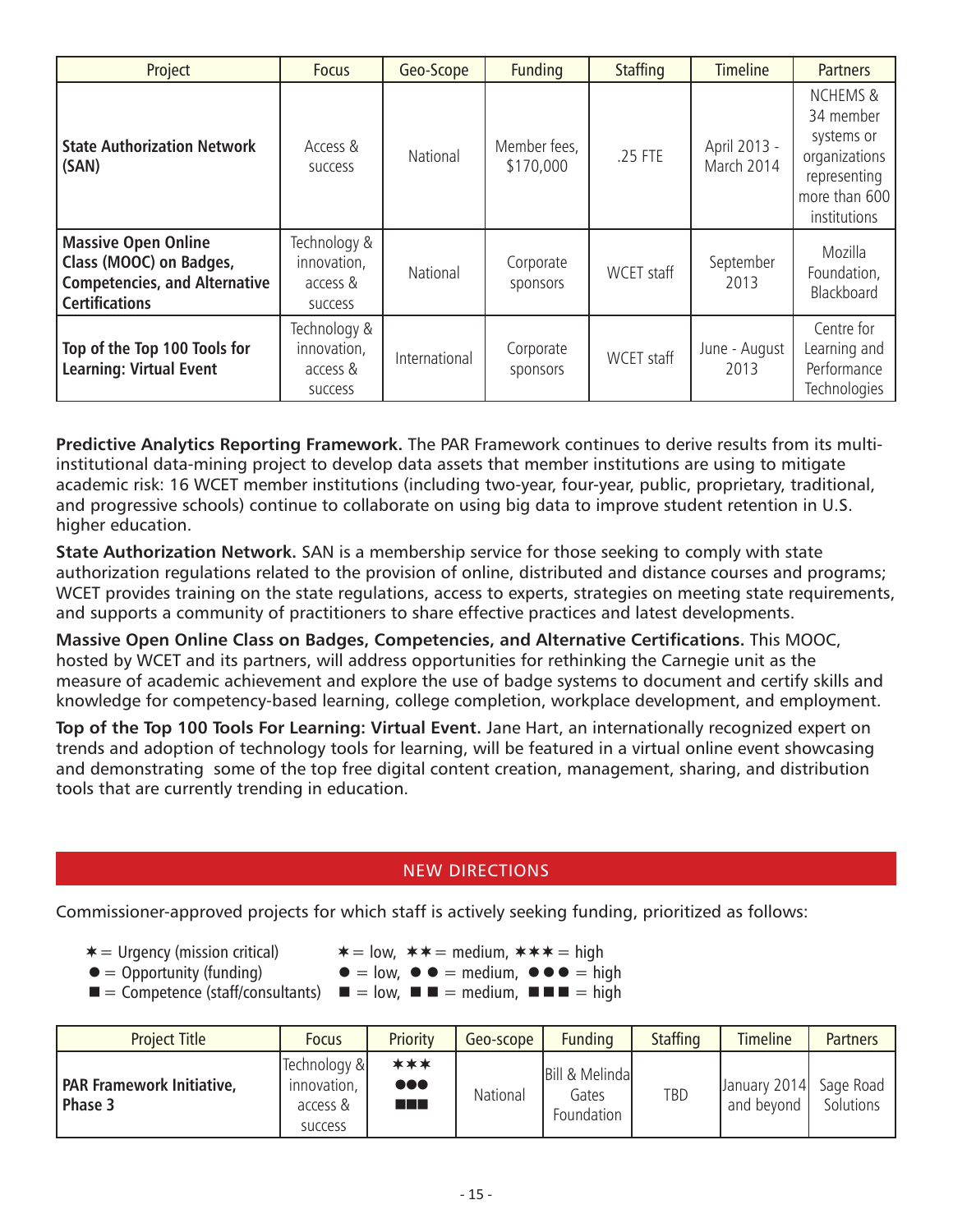| Project | Focus | Geo-Scope | Funding | Staffing | Timeline | Partners |
|---|---|---|---|---|---|---|
| **State Authorization Network (SAN)** | Access & success | National | Member fees, $170,000 | .25 FTE | April 2013 - March 2014 | NCHEMS & 34 member systems or organizations representing more than 600 institutions |
| **Massive Open Online Class (MOOC) on Badges, Competencies, and Alternative Certifications** | Technology & innovation, access & success | National | Corporate sponsors | WCET staff | September 2013 | Mozilla Foundation, Blackboard |
| **Top of the Top 100 Tools for Learning: Virtual Event** | Technology & innovation, access & success | International | Corporate sponsors | WCET staff | June - August 2013 | Centre for Learning and Performance Technologies |

**Predictive Analytics Reporting Framework.** The PAR Framework continues to derive results from its multi-institutional data-mining project to develop data assets that member institutions are using to mitigate academic risk: 16 WCET member institutions (including two-year, four-year, public, proprietary, traditional, and progressive schools) continue to collaborate on using big data to improve student retention in U.S. higher education.

**State Authorization Network.** SAN is a membership service for those seeking to comply with state authorization regulations related to the provision of online, distributed and distance courses and programs; WCET provides training on the state regulations, access to experts, strategies on meeting state requirements, and supports a community of practitioners to share effective practices and latest developments.

**Massive Open Online Class on Badges, Competencies, and Alternative Certifications.** This MOOC, hosted by WCET and its partners, will address opportunities for rethinking the Carnegie unit as the measure of academic achievement and explore the use of badge systems to document and certify skills and knowledge for competency-based learning, college completion, workplace development, and employment.

**Top of the Top 100 Tools For Learning: Virtual Event.** Jane Hart, an internationally recognized expert on trends and adoption of technology tools for learning, will be featured in a virtual online event showcasing and demonstrating some of the top free digital content creation, management, sharing, and distribution tools that are currently trending in education.

## NEW DIRECTIONS

Commissioner-approved projects for which staff is actively seeking funding, prioritized as follows:

✶ = Urgency (mission critical) ✶ = low, ✶✶ = medium, ✶✶✶ = high
● = Opportunity (funding) ● = low, ●● = medium, ●●● = high
■ = Competence (staff/consultants) ■ = low, ■■ = medium, ■■■ = high

| Project Title | Focus | Priority | Geo-scope | Funding | Staffing | Timeline | Partners |
|---|---|---|---|---|---|---|---|
| **PAR Framework Initiative, Phase 3** | Technology & innovation, access & success | ✶✶✶ ●●● ■■■ | National | Bill & Melinda Gates Foundation | TBD | January 2014 and beyond | Sage Road Solutions |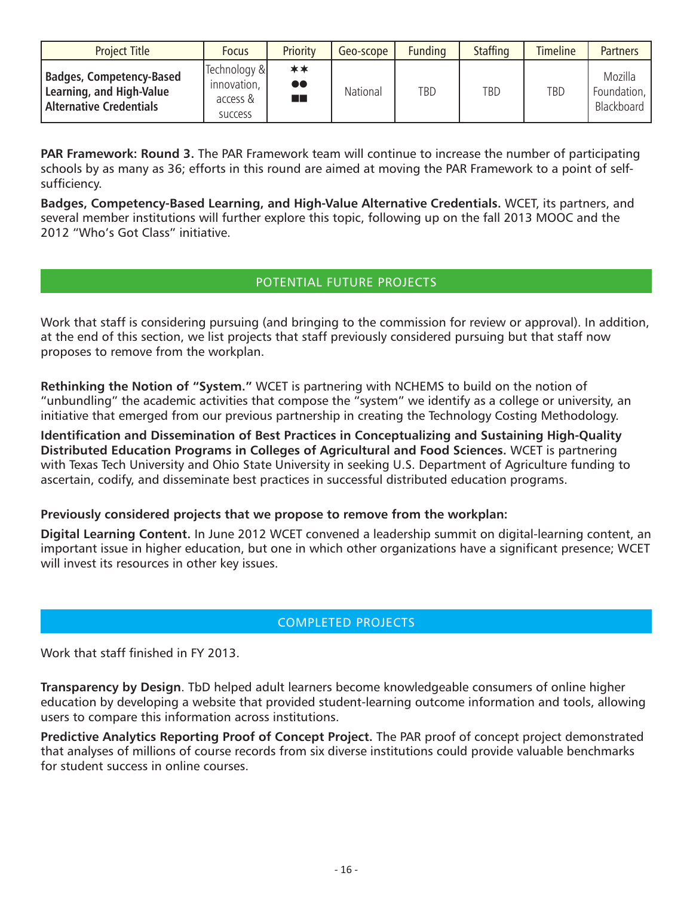| Project Title | Focus | Priority | Geo-scope | Funding | Staffing | Timeline | Partners |
|---|---|---|---|---|---|---|---|
| **Badges, Competency-Based Learning, and High-Value Alternative Credentials** | Technology & innovation, access & success | ✶✶ ●● ■■ | National | TBD | TBD | TBD | Mozilla Foundation, Blackboard |

**PAR Framework: Round 3.** The PAR Framework team will continue to increase the number of participating schools by as many as 36; efforts in this round are aimed at moving the PAR Framework to a point of self-sufficiency.

**Badges, Competency-Based Learning, and High-Value Alternative Credentials.** WCET, its partners, and several member institutions will further explore this topic, following up on the fall 2013 MOOC and the 2012 "Who's Got Class" initiative.

## POTENTIAL FUTURE PROJECTS

Work that staff is considering pursuing (and bringing to the commission for review or approval). In addition, at the end of this section, we list projects that staff previously considered pursuing but that staff now proposes to remove from the workplan.

**Rethinking the Notion of "System."** WCET is partnering with NCHEMS to build on the notion of "unbundling" the academic activities that compose the "system" we identify as a college or university, an initiative that emerged from our previous partnership in creating the Technology Costing Methodology.

**Identification and Dissemination of Best Practices in Conceptualizing and Sustaining High-Quality Distributed Education Programs in Colleges of Agricultural and Food Sciences.** WCET is partnering with Texas Tech University and Ohio State University in seeking U.S. Department of Agriculture funding to ascertain, codify, and disseminate best practices in successful distributed education programs.

**Previously considered projects that we propose to remove from the workplan:**

**Digital Learning Content.** In June 2012 WCET convened a leadership summit on digital-learning content, an important issue in higher education, but one in which other organizations have a significant presence; WCET will invest its resources in other key issues.

## COMPLETED PROJECTS

Work that staff finished in FY 2013.

**Transparency by Design**. TbD helped adult learners become knowledgeable consumers of online higher education by developing a website that provided student-learning outcome information and tools, allowing users to compare this information across institutions.

**Predictive Analytics Reporting Proof of Concept Project.** The PAR proof of concept project demonstrated that analyses of millions of course records from six diverse institutions could provide valuable benchmarks for student success in online courses.